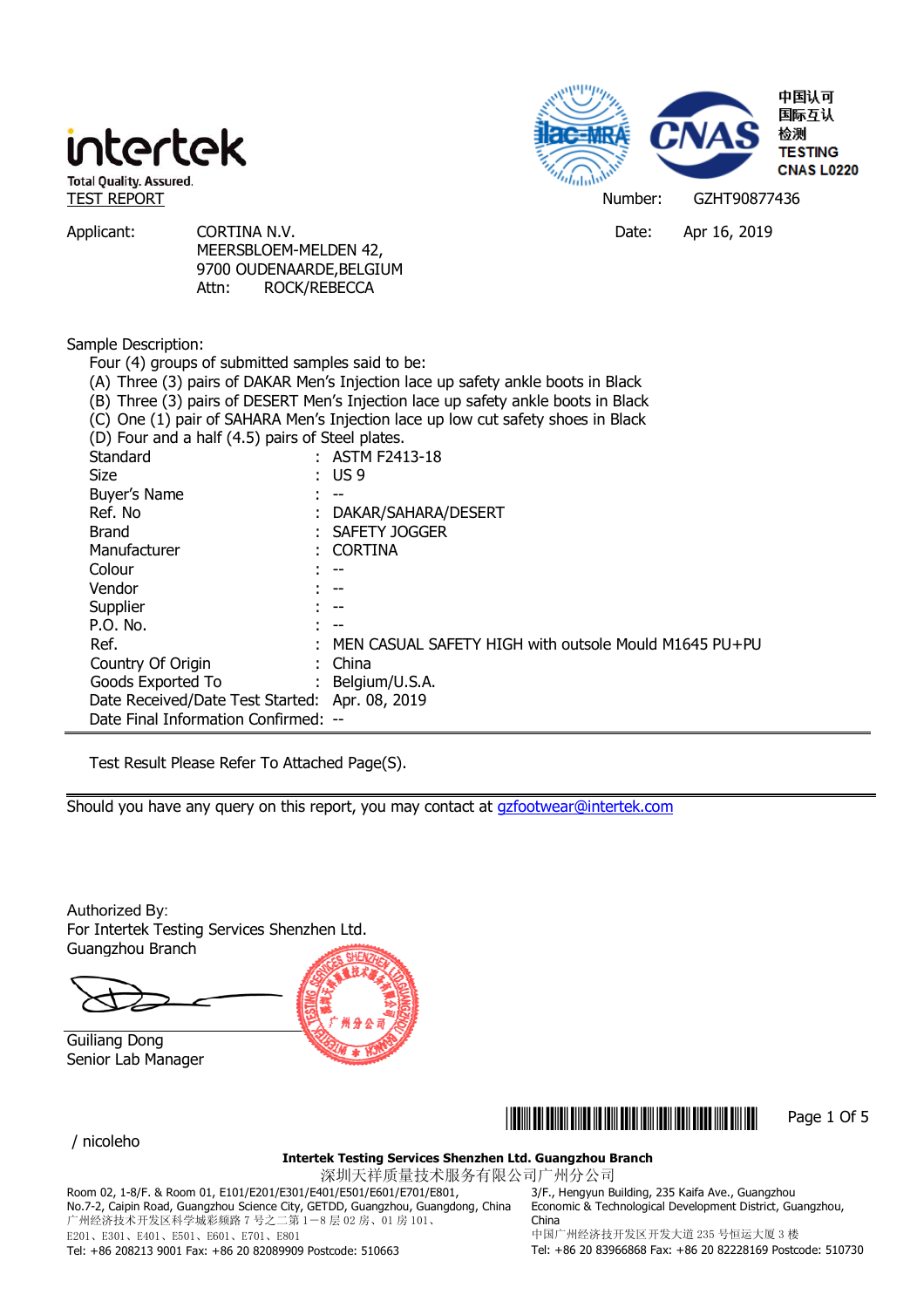intertek

Total Quality. Assured.

中国认可
国际互认
检测
TESTING
CNAS L0220

TEST REPORT

Number: GZHT90877436

Applicant: CORTINA N.V.
MEERSBLOEM-MELDEN 42,
9700 OUDENAARDE,BELGIUM
Attn: ROCK/REBECCA

Date: Apr 16, 2019

Sample Description:

Four (4) groups of submitted samples said to be:

(A) Three (3) pairs of DAKAR Men's Injection lace up safety ankle boots in Black
(B) Three (3) pairs of DESERT Men's Injection lace up safety ankle boots in Black
(C) One (1) pair of SAHARA Men's Injection lace up low cut safety shoes in Black
(D) Four and a half (4.5) pairs of Steel plates.

| | | |
|---|---|---|
| Standard | : | ASTM F2413-18 |
| Size | : | US 9 |
| Buyer's Name | : | -- |
| Ref. No | : | DAKAR/SAHARA/DESERT |
| Brand | : | SAFETY JOGGER |
| Manufacturer | : | CORTINA |
| Colour | : | -- |
| Vendor | : | -- |
| Supplier | : | -- |
| P.O. No. | : | -- |
| Ref. | : | MEN CASUAL SAFETY HIGH with outsole Mould M1645 PU+PU |
| Country Of Origin | : | China |
| Goods Exported To | : | Belgium/U.S.A. |
| Date Received/Date Test Started: | | Apr. 08, 2019 |
| Date Final Information Confirmed: | | -- |

Test Result Please Refer To Attached Page(S).

Should you have any query on this report, you may contact at gzfootwear@intertek.com

Authorized By:
For Intertek Testing Services Shenzhen Ltd.
Guangzhou Branch

Guiliang Dong
Senior Lab Manager

/ nicoleho

**Intertek Testing Services Shenzhen Ltd. Guangzhou Branch**
深圳天祥质量技术服务有限公司广州分公司

Room 02, 1-8/F. & Room 01, E101/E201/E301/E401/E501/E601/E701/E801, No.7-2, Caipin Road, Guangzhou Science City, GETDD, Guangzhou, Guangdong, China
广州经济技术开发区科学城彩频路 7 号之二第 1—8 层 02 房、01 房 101、E201、E301、E401、E501、E601、E701、E801
Tel: +86 208213 9001 Fax: +86 20 82089909 Postcode: 510663

3/F., Hengyun Building, 235 Kaifa Ave., Guangzhou Economic & Technological Development District, Guangzhou, China
中国广州经济技开发区开发大道 235 号恒运大厦 3 楼
Tel: +86 20 83966868 Fax: +86 20 82228169 Postcode: 510730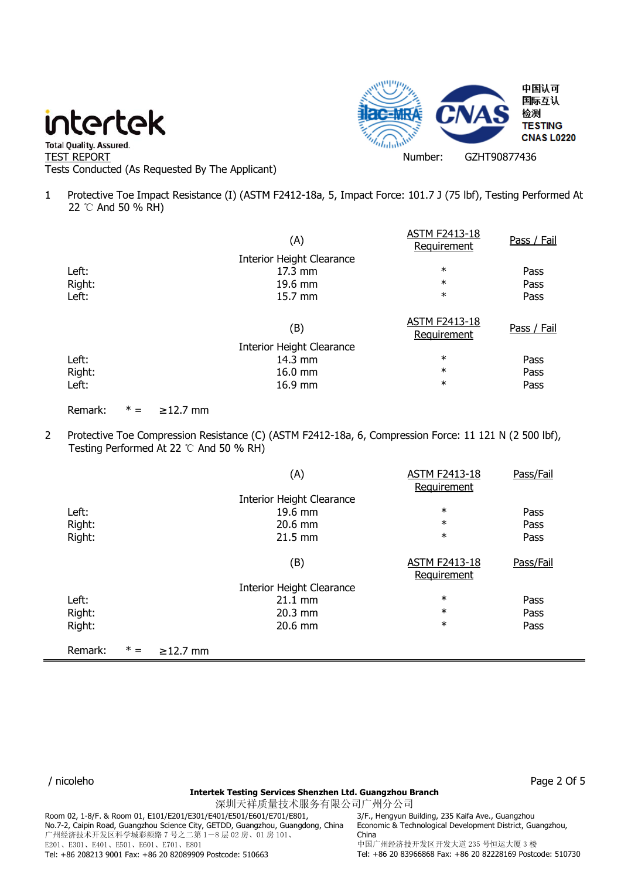TEST REPORT

Tests Conducted (As Requested By The Applicant)

Number: GZHT90877436

1 Protective Toe Impact Resistance (I) (ASTM F2412-18a, 5, Impact Force: 101.7 J (75 lbf), Testing Performed At 22 ℃ And 50 % RH)

| | (A) | ASTM F2413-18 Requirement | Pass / Fail |
|---|---|---|---|
| | Interior Height Clearance | | |
| Left: | 17.3 mm | * | Pass |
| Right: | 19.6 mm | * | Pass |
| Left: | 15.7 mm | * | Pass |

| | (B) | ASTM F2413-18 Requirement | Pass / Fail |
|---|---|---|---|
| | Interior Height Clearance | | |
| Left: | 14.3 mm | * | Pass |
| Right: | 16.0 mm | * | Pass |
| Left: | 16.9 mm | * | Pass |

Remark: * = ≥12.7 mm

2 Protective Toe Compression Resistance (C) (ASTM F2412-18a, 6, Compression Force: 11 121 N (2 500 lbf), Testing Performed At 22 ℃ And 50 % RH)

| | (A) | ASTM F2413-18 Requirement | Pass/Fail |
|---|---|---|---|
| | Interior Height Clearance | | |
| Left: | 19.6 mm | * | Pass |
| Right: | 20.6 mm | * | Pass |
| Right: | 21.5 mm | * | Pass |

| | (B) | ASTM F2413-18 Requirement | Pass/Fail |
|---|---|---|---|
| | Interior Height Clearance | | |
| Left: | 21.1 mm | * | Pass |
| Right: | 20.3 mm | * | Pass |
| Right: | 20.6 mm | * | Pass |

Remark: * = ≥12.7 mm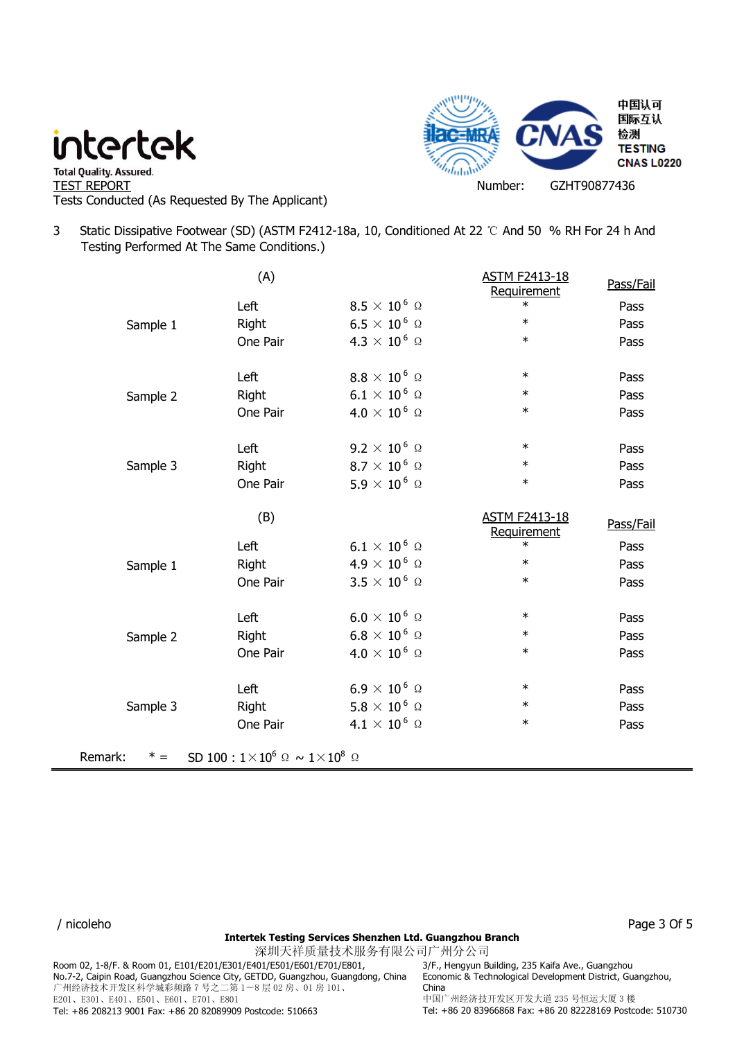TEST REPORT

Number: GZHT90877436

Tests Conducted (As Requested By The Applicant)

3 Static Dissipative Footwear (SD) (ASTM F2412-18a, 10, Conditioned At 22 ℃ And 50 % RH For 24 h And Testing Performed At The Same Conditions.)

| (A) | | | ASTM F2413-18 Requirement | Pass/Fail |
|---|---|---|---|---|
| Sample 1 | Left | $8.5 \times 10^{6}$ Ω | * | Pass |
| | Right | $6.5 \times 10^{6}$ Ω | * | Pass |
| | One Pair | $4.3 \times 10^{6}$ Ω | * | Pass |
| Sample 2 | Left | $8.8 \times 10^{6}$ Ω | * | Pass |
| | Right | $6.1 \times 10^{6}$ Ω | * | Pass |
| | One Pair | $4.0 \times 10^{6}$ Ω | * | Pass |
| Sample 3 | Left | $9.2 \times 10^{6}$ Ω | * | Pass |
| | Right | $8.7 \times 10^{6}$ Ω | * | Pass |
| | One Pair | $5.9 \times 10^{6}$ Ω | * | Pass |

| (B) | | | ASTM F2413-18 Requirement | Pass/Fail |
|---|---|---|---|---|
| Sample 1 | Left | $6.1 \times 10^{6}$ Ω | * | Pass |
| | Right | $4.9 \times 10^{6}$ Ω | * | Pass |
| | One Pair | $3.5 \times 10^{6}$ Ω | * | Pass |
| Sample 2 | Left | $6.0 \times 10^{6}$ Ω | * | Pass |
| | Right | $6.8 \times 10^{6}$ Ω | * | Pass |
| | One Pair | $4.0 \times 10^{6}$ Ω | * | Pass |
| Sample 3 | Left | $6.9 \times 10^{6}$ Ω | * | Pass |
| | Right | $5.8 \times 10^{6}$ Ω | * | Pass |
| | One Pair | $4.1 \times 10^{6}$ Ω | * | Pass |

Remark: * = SD 100 : $1\times10^{6}$ Ω ~ $1\times10^{8}$ Ω

/ nicoleho

**Intertek Testing Services Shenzhen Ltd. Guangzhou Branch**

深圳天祥质量技术服务有限公司广州分公司

Room 02, 1-8/F. & Room 01, E101/E201/E301/E401/E501/E601/E701/E801, No.7-2, Caipin Road, Guangzhou Science City, GETDD, Guangzhou, Guangdong, China
广州经济技术开发区科学城彩频路 7 号之二第 1—8 层 02 房、01 房 101、E201、E301、E401、E501、E601、E701、E801
Tel: +86 208213 9001 Fax: +86 20 82089909 Postcode: 510663

3/F., Hengyun Building, 235 Kaifa Ave., Guangzhou Economic & Technological Development District, Guangzhou, China
中国广州经济技开发区开发大道 235 号恒运大厦 3 楼
Tel: +86 20 83966868 Fax: +86 20 82228169 Postcode: 510730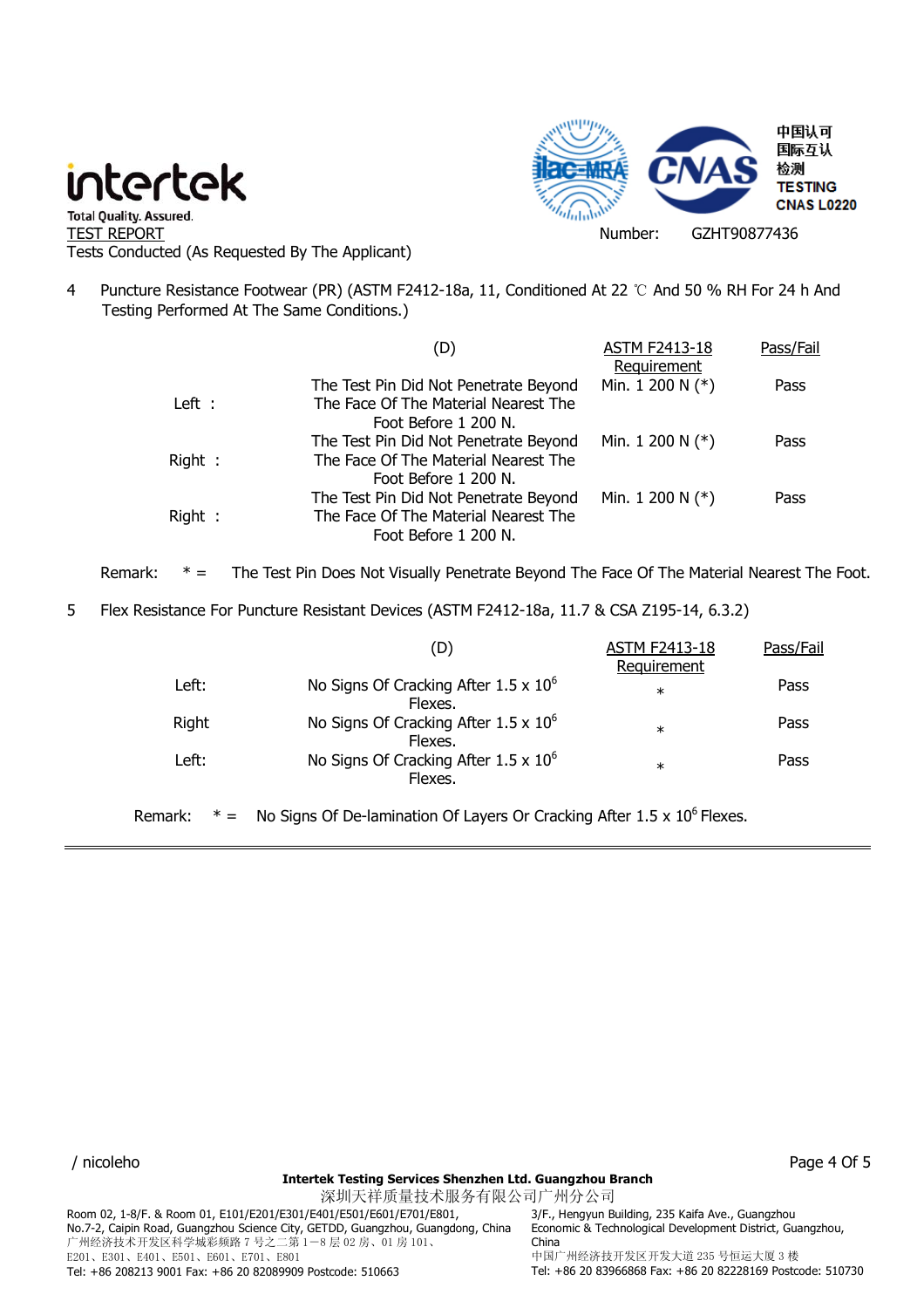TEST REPORT

Number: GZHT90877436

Tests Conducted (As Requested By The Applicant)

4 Puncture Resistance Footwear (PR) (ASTM F2412-18a, 11, Conditioned At 22 ℃ And 50 % RH For 24 h And Testing Performed At The Same Conditions.)

| | (D) | ASTM F2413-18 Requirement | Pass/Fail |
|---|---|---|---|
| Left : | The Test Pin Did Not Penetrate Beyond The Face Of The Material Nearest The Foot Before 1 200 N. | Min. 1 200 N (*) | Pass |
| Right : | The Test Pin Did Not Penetrate Beyond The Face Of The Material Nearest The Foot Before 1 200 N. | Min. 1 200 N (*) | Pass |
| Right : | The Test Pin Did Not Penetrate Beyond The Face Of The Material Nearest The Foot Before 1 200 N. | Min. 1 200 N (*) | Pass |

Remark: * = The Test Pin Does Not Visually Penetrate Beyond The Face Of The Material Nearest The Foot.

5 Flex Resistance For Puncture Resistant Devices (ASTM F2412-18a, 11.7 & CSA Z195-14, 6.3.2)

| | (D) | ASTM F2413-18 Requirement | Pass/Fail |
|---|---|---|---|
| Left: | No Signs Of Cracking After 1.5 x $10^6$ Flexes. | * | Pass |
| Right | No Signs Of Cracking After 1.5 x $10^6$ Flexes. | * | Pass |
| Left: | No Signs Of Cracking After 1.5 x $10^6$ Flexes. | * | Pass |

Remark: * = No Signs Of De-lamination Of Layers Or Cracking After 1.5 x $10^6$ Flexes.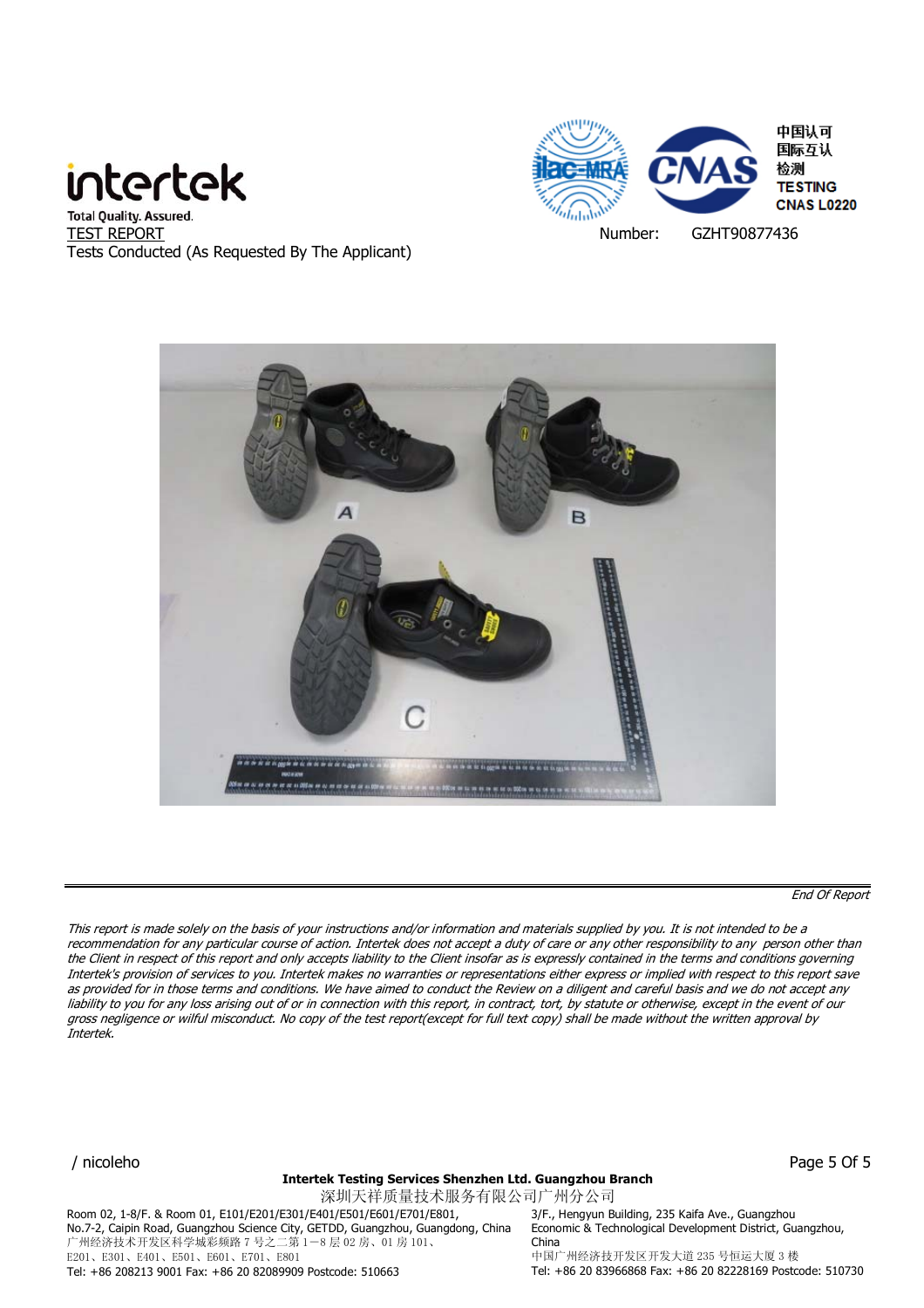intertek

Total Quality. Assured.

TEST REPORT

Tests Conducted (As Requested By The Applicant)

中国认可
国际互认
检测
TESTING
CNAS L0220

Number: GZHT90877436

A

B

C

*End Of Report*

*This report is made solely on the basis of your instructions and/or information and materials supplied by you. It is not intended to be a recommendation for any particular course of action. Intertek does not accept a duty of care or any other responsibility to any person other than the Client in respect of this report and only accepts liability to the Client insofar as is expressly contained in the terms and conditions governing Intertek's provision of services to you. Intertek makes no warranties or representations either express or implied with respect to this report save as provided for in those terms and conditions. We have aimed to conduct the Review on a diligent and careful basis and we do not accept any liability to you for any loss arising out of or in connection with this report, in contract, tort, by statute or otherwise, except in the event of our gross negligence or wilful misconduct. No copy of the test report(except for full text copy) shall be made without the written approval by Intertek.*

/ nicoleho

**Intertek Testing Services Shenzhen Ltd. Guangzhou Branch**

深圳天祥质量技术服务有限公司广州分公司

Room 02, 1-8/F. & Room 01, E101/E201/E301/E401/E501/E601/E701/E801, No.7-2, Caipin Road, Guangzhou Science City, GETDD, Guangzhou, Guangdong, China
广州经济技术开发区科学城彩频路 7 号之二第 1－8 层 02 房、01 房 101、E201、E301、E401、E501、E601、E701、E801
Tel: +86 208213 9001 Fax: +86 20 82089909 Postcode: 510663

3/F., Hengyun Building, 235 Kaifa Ave., Guangzhou Economic & Technological Development District, Guangzhou, China
中国广州经济技开发区开发大道 235 号恒运大厦 3 楼
Tel: +86 20 83966868 Fax: +86 20 82228169 Postcode: 510730